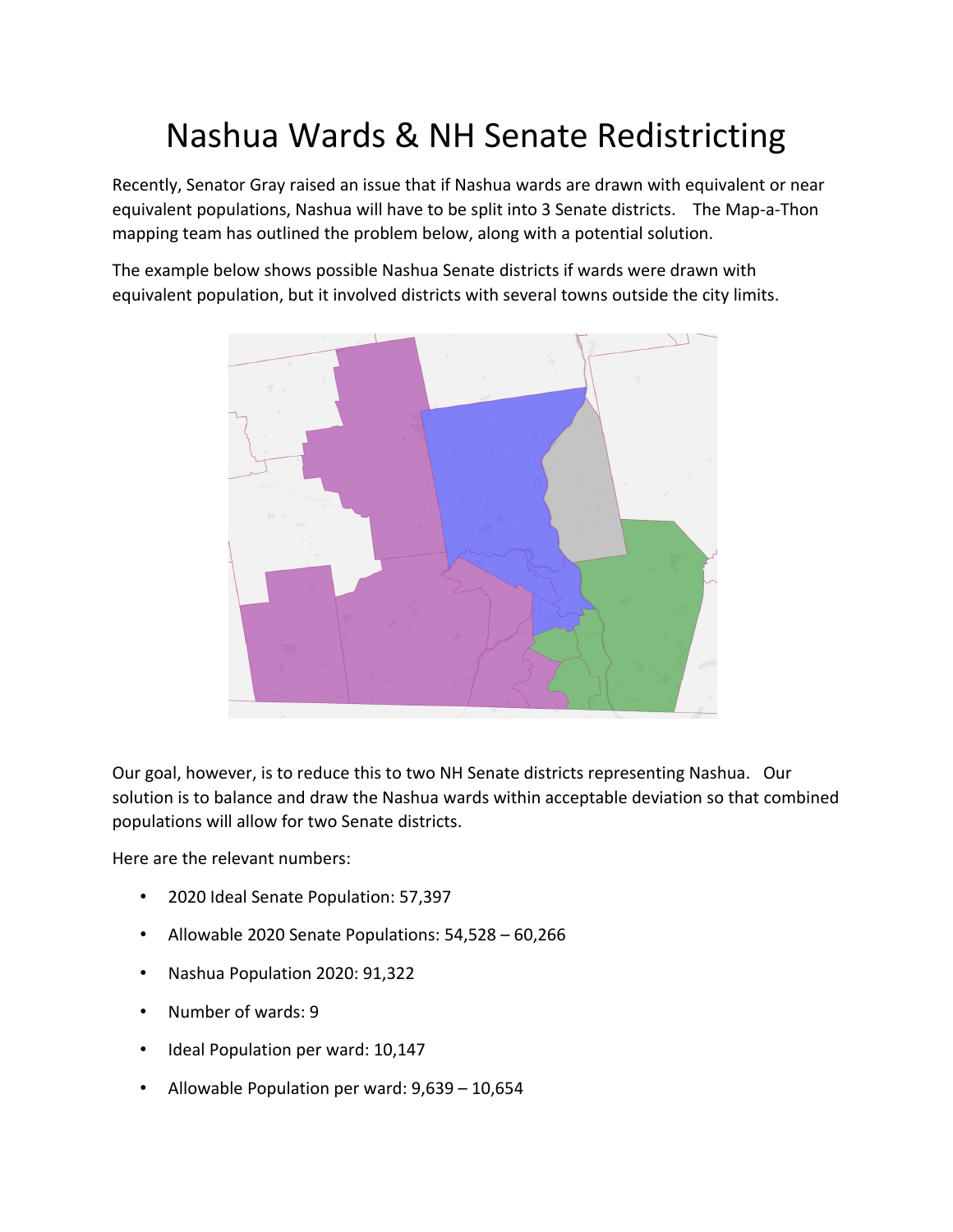# Nashua Wards & NH Senate Redistricting

Recently, Senator Gray raised an issue that if Nashua wards are drawn with equivalent or near equivalent populations, Nashua will have to be split into 3 Senate districts. The Map-a-Thon mapping team has outlined the problem below, along with a potential solution.

The example below shows possible Nashua Senate districts if wards were drawn with equivalent population, but it involved districts with several towns outside the city limits.

Our goal, however, is to reduce this to two NH Senate districts representing Nashua. Our solution is to balance and draw the Nashua wards within acceptable deviation so that combined populations will allow for two Senate districts.

Here are the relevant numbers:

- 2020 Ideal Senate Population: 57,397
- Allowable 2020 Senate Populations: 54,528 – 60,266
- Nashua Population 2020: 91,322
- Number of wards: 9
- Ideal Population per ward: 10,147
- Allowable Population per ward: 9,639 – 10,654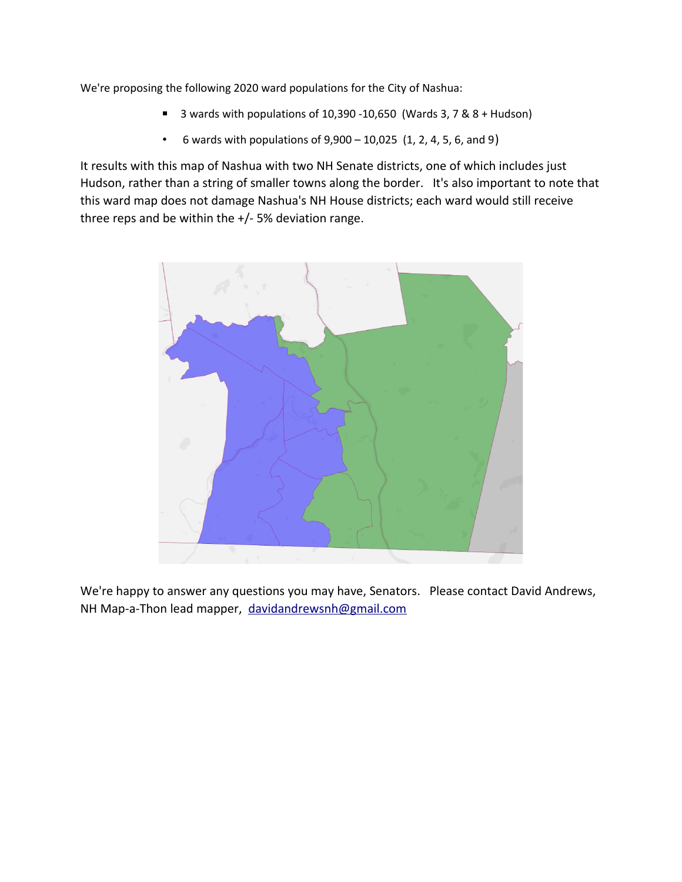We're proposing the following 2020 ward populations for the City of Nashua:

- 3 wards with populations of 10,390 -10,650 (Wards 3, 7 & 8 + Hudson)
- 6 wards with populations of 9,900 – 10,025 (1, 2, 4, 5, 6, and 9)

It results with this map of Nashua with two NH Senate districts, one of which includes just Hudson, rather than a string of smaller towns along the border. It's also important to note that this ward map does not damage Nashua's NH House districts; each ward would still receive three reps and be within the +/- 5% deviation range.

We're happy to answer any questions you may have, Senators. Please contact David Andrews, NH Map-a-Thon lead mapper, [davidandrewsnh@gmail.com](mailto:davidandrewsnh@gmail.com)